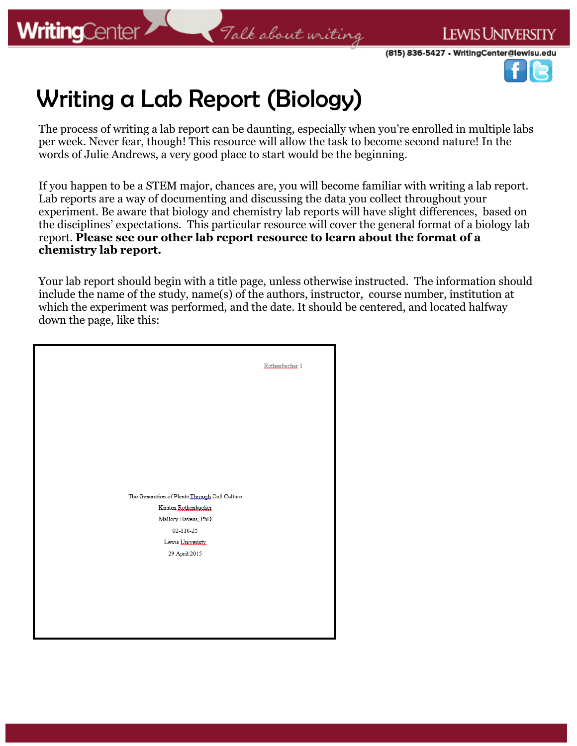# Writing a Lab Report (Biology)

The process of writing a lab report can be daunting, especially when you're enrolled in multiple labs per week. Never fear, though! This resource will allow the task to become second nature! In the words of Julie Andrews, a very good place to start would be the beginning.

If you happen to be a STEM major, chances are, you will become familiar with writing a lab report. Lab reports are a way of documenting and discussing the data you collect throughout your experiment. Be aware that biology and chemistry lab reports will have slight differences, based on the disciplines' expectations. This particular resource will cover the general format of a biology lab report. **Please see our other lab report resource to learn about the format of a chemistry lab report.**

Your lab report should begin with a title page, unless otherwise instructed. The information should include the name of the study, name(s) of the authors, instructor, course number, institution at which the experiment was performed, and the date. It should be centered, and located halfway down the page, like this:

Rothenbucher 1

The Generation of Plants Through Cell Culture

Kirsten Rothenbucher

Mallory Havens, PhD

02-116-25

Lewis Univeristy

29 April 2015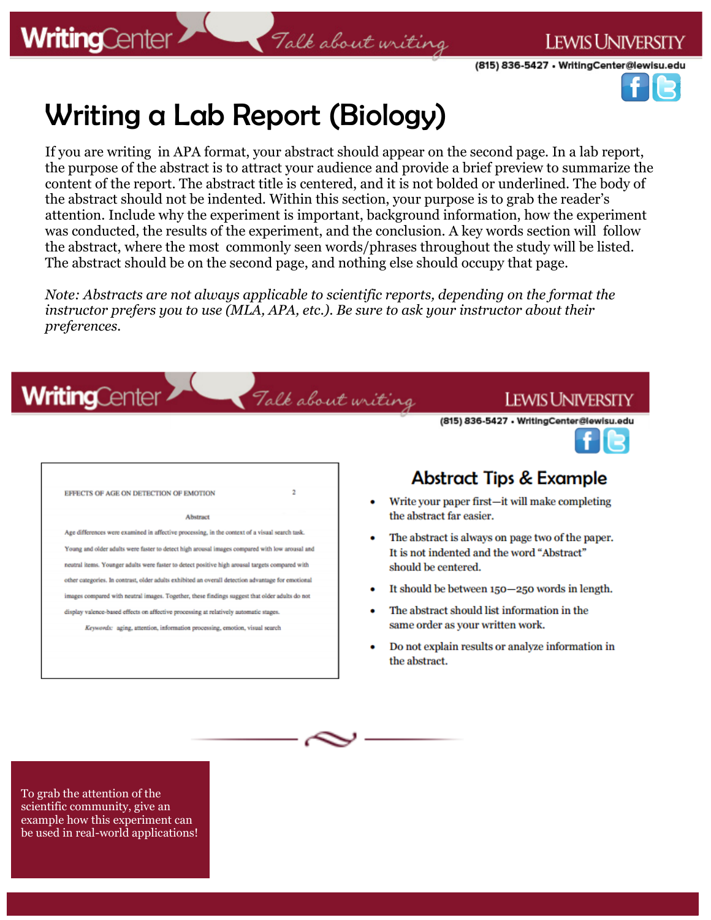# Writing a Lab Report (Biology)

If you are writing in APA format, your abstract should appear on the second page. In a lab report, the purpose of the abstract is to attract your audience and provide a brief preview to summarize the content of the report. The abstract title is centered, and it is not bolded or underlined. The body of the abstract should not be indented. Within this section, your purpose is to grab the reader's attention. Include why the experiment is important, background information, how the experiment was conducted, the results of the experiment, and the conclusion. A key words section will follow the abstract, where the most commonly seen words/phrases throughout the study will be listed. The abstract should be on the second page, and nothing else should occupy that page.

*Note: Abstracts are not always applicable to scientific reports, depending on the format the instructor prefers you to use (MLA, APA, etc.). Be sure to ask your instructor about their preferences.*

EFFECTS OF AGE ON DETECTION OF EMOTION 2

Abstract

Age differences were examined in affective processing, in the context of a visual search task. Young and older adults were faster to detect high arousal images compared with low arousal and neutral items. Younger adults were faster to detect positive high arousal targets compared with other categories. In contrast, older adults exhibited an overall detection advantage for emotional images compared with neutral images. Together, these findings suggest that older adults do not display valence-based effects on affective processing at relatively automatic stages.

*Keywords:* aging, attention, information processing, emotion, visual search

## Abstract Tips & Example

- Write your paper first—it will make completing the abstract far easier.
- The abstract is always on page two of the paper. It is not indented and the word "Abstract" should be centered.
- It should be between 150—250 words in length.
- The abstract should list information in the same order as your written work.
- Do not explain results or analyze information in the abstract.

To grab the attention of the scientific community, give an example how this experiment can be used in real-world applications!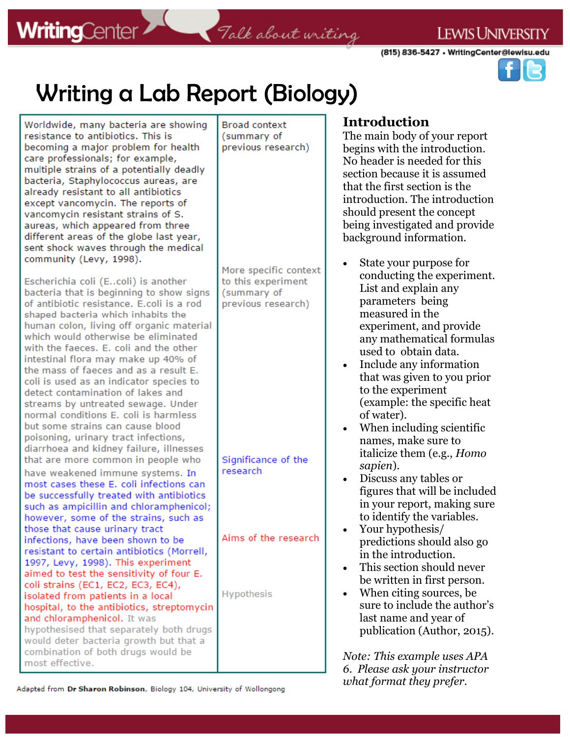# Writing a Lab Report (Biology)

| Example text | Annotation |
|---|---|
| Worldwide, many bacteria are showing resistance to antibiotics. This is becoming a major problem for health care professionals; for example, multiple strains of a potentially deadly bacteria, Staphylococcus aureas, are already resistant to all antibiotics except vancomycin. The reports of vancomycin resistant strains of S. aureas, which appeared from three different areas of the globe last year, sent shock waves through the medical community (Levy, 1998). | Broad context (summary of previous research) |
| Escherichia coli (E..coli) is another bacteria that is beginning to show signs of antibiotic resistance. E.coli is a rod shaped bacteria which inhabits the human colon, living off organic material which would otherwise be eliminated with the faeces. E. coli and the other intestinal flora may make up 40% of the mass of faeces and as a result E. coli is used as an indicator species to detect contamination of lakes and streams by untreated sewage. Under normal conditions E. coli is harmless but some strains can cause blood poisoning, urinary tract infections, diarrhoea and kidney failure, illnesses that are more common in people who have weakened immune systems. | More specific context to this experiment (summary of previous research) |
| In most cases these E. coli infections can be successfully treated with antibiotics such as ampicillin and chloramphenicol; however, some of the strains, such as those that cause urinary tract infections, have been shown to be resistant to certain antibiotics (Morrell, 1997, Levy, 1998). | Significance of the research |
| This experiment aimed to test the sensitivity of four E. coli strains (EC1, EC2, EC3, EC4), isolated from patients in a local hospital, to the antibiotics, streptomycin and chloramphenicol. | Aims of the research |
| It was hypothesised that separately both drugs would deter bacteria growth but that a combination of both drugs would be most effective. | Hypothesis |

Adapted from **Dr Sharon Robinson**, Biology 104, University of Wollongong

## Introduction

The main body of your report begins with the introduction. No header is needed for this section because it is assumed that the first section is the introduction. The introduction should present the concept being investigated and provide background information.

- State your purpose for conducting the experiment. List and explain any parameters being measured in the experiment, and provide any mathematical formulas used to obtain data.
- Include any information that was given to you prior to the experiment (example: the specific heat of water).
- When including scientific names, make sure to italicize them (e.g., *Homo sapien*).
- Discuss any tables or figures that will be included in your report, making sure to identify the variables.
- Your hypothesis/ predictions should also go in the introduction.
- This section should never be written in first person.
- When citing sources, be sure to include the author's last name and year of publication (Author, 2015).

*Note: This example uses APA 6. Please ask your instructor what format they prefer.*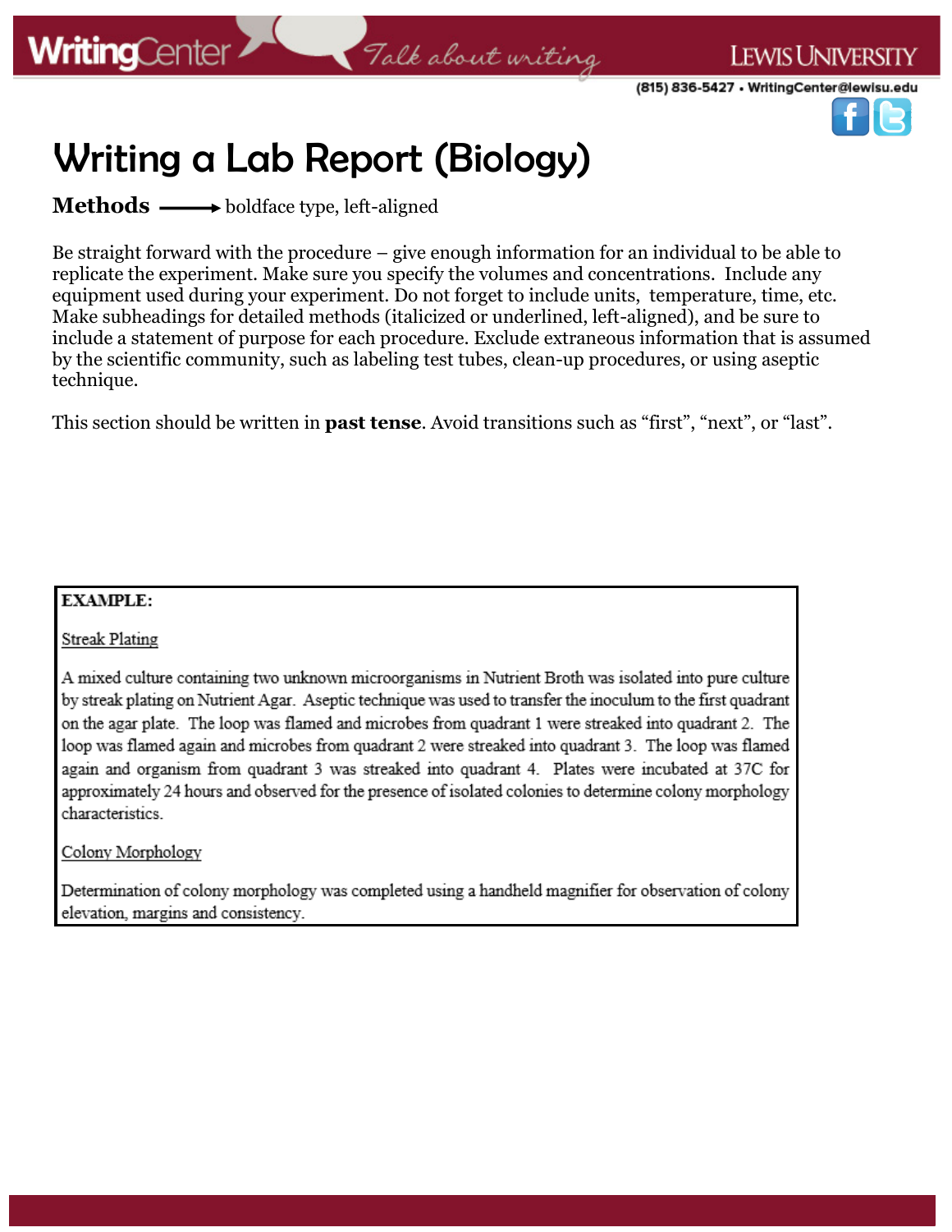# Writing a Lab Report (Biology)

**Methods** ⟶ boldface type, left-aligned

Be straight forward with the procedure – give enough information for an individual to be able to replicate the experiment. Make sure you specify the volumes and concentrations. Include any equipment used during your experiment. Do not forget to include units, temperature, time, etc. Make subheadings for detailed methods (italicized or underlined, left-aligned), and be sure to include a statement of purpose for each procedure. Exclude extraneous information that is assumed by the scientific community, such as labeling test tubes, clean-up procedures, or using aseptic technique.

This section should be written in **past tense**. Avoid transitions such as "first", "next", or "last".

**EXAMPLE:**

<u>Streak Plating</u>

A mixed culture containing two unknown microorganisms in Nutrient Broth was isolated into pure culture by streak plating on Nutrient Agar. Aseptic technique was used to transfer the inoculum to the first quadrant on the agar plate. The loop was flamed and microbes from quadrant 1 were streaked into quadrant 2. The loop was flamed again and microbes from quadrant 2 were streaked into quadrant 3. The loop was flamed again and organism from quadrant 3 was streaked into quadrant 4. Plates were incubated at 37C for approximately 24 hours and observed for the presence of isolated colonies to determine colony morphology characteristics.

<u>Colony Morphology</u>

Determination of colony morphology was completed using a handheld magnifier for observation of colony elevation, margins and consistency.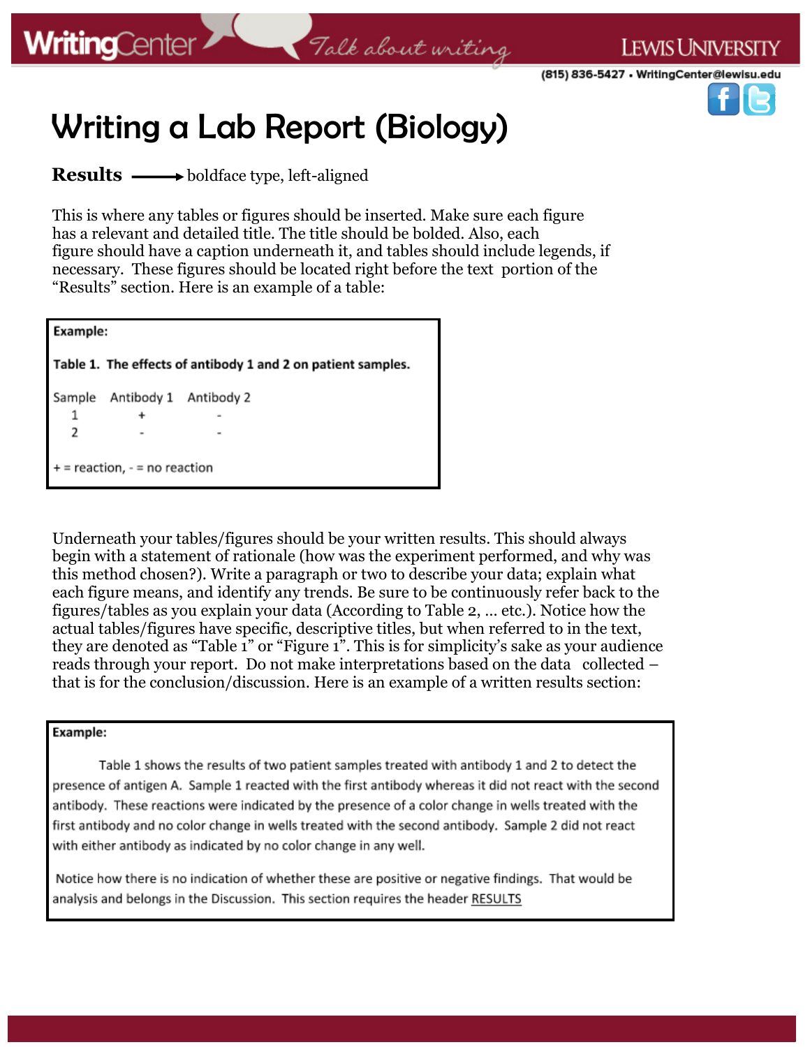# Writing a Lab Report (Biology)

**Results** ⟶ boldface type, left-aligned

This is where any tables or figures should be inserted. Make sure each figure has a relevant and detailed title. The title should be bolded. Also, each figure should have a caption underneath it, and tables should include legends, if necessary. These figures should be located right before the text portion of the "Results" section. Here is an example of a table:

**Example:**

**Table 1. The effects of antibody 1 and 2 on patient samples.**

| Sample | Antibody 1 | Antibody 2 |
|---|---|---|
| 1 | + | - |
| 2 | - | - |

+ = reaction, - = no reaction

Underneath your tables/figures should be your written results. This should always begin with a statement of rationale (how was the experiment performed, and why was this method chosen?). Write a paragraph or two to describe your data; explain what each figure means, and identify any trends. Be sure to be continuously refer back to the figures/tables as you explain your data (According to Table 2, … etc.). Notice how the actual tables/figures have specific, descriptive titles, but when referred to in the text, they are denoted as "Table 1" or "Figure 1". This is for simplicity's sake as your audience reads through your report. Do not make interpretations based on the data collected – that is for the conclusion/discussion. Here is an example of a written results section:

**Example:**

Table 1 shows the results of two patient samples treated with antibody 1 and 2 to detect the presence of antigen A. Sample 1 reacted with the first antibody whereas it did not react with the second antibody. These reactions were indicated by the presence of a color change in wells treated with the first antibody and no color change in wells treated with the second antibody. Sample 2 did not react with either antibody as indicated by no color change in any well.

Notice how there is no indication of whether these are positive or negative findings. That would be analysis and belongs in the Discussion. This section requires the header <u>RESULTS</u>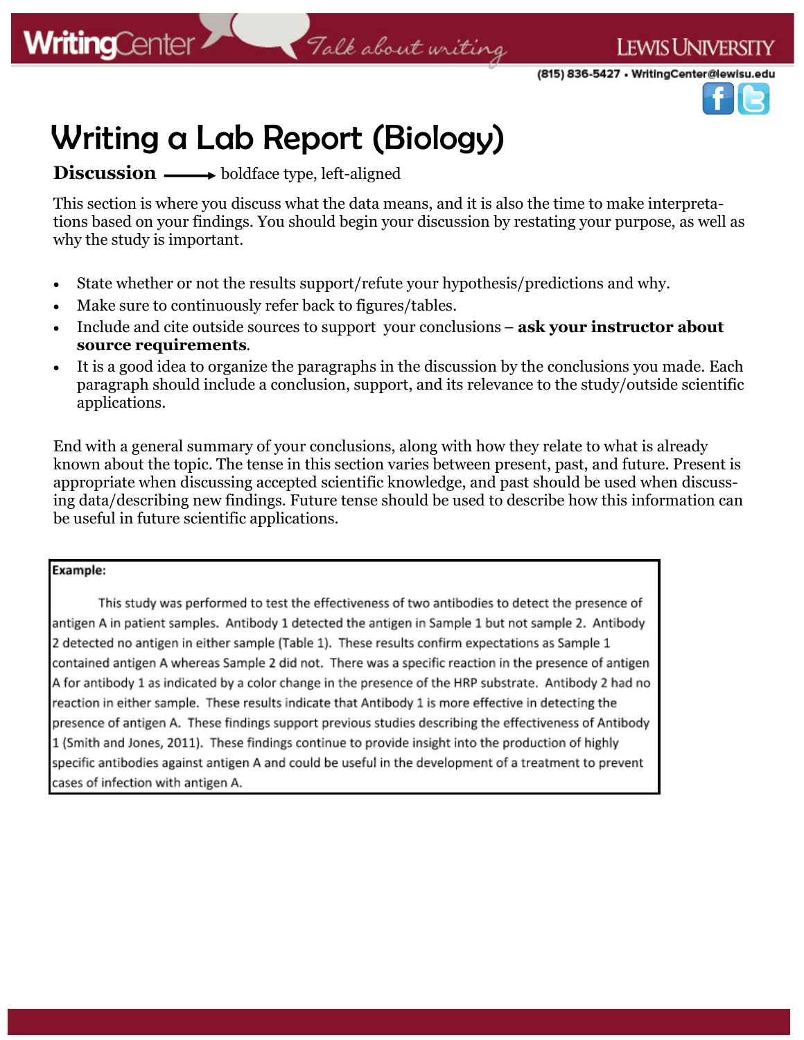# Writing a Lab Report (Biology)

**Discussion** ⟶ boldface type, left-aligned

This section is where you discuss what the data means, and it is also the time to make interpretations based on your findings. You should begin your discussion by restating your purpose, as well as why the study is important.

- State whether or not the results support/refute your hypothesis/predictions and why.
- Make sure to continuously refer back to figures/tables.
- Include and cite outside sources to support your conclusions – **ask your instructor about source requirements**.
- It is a good idea to organize the paragraphs in the discussion by the conclusions you made. Each paragraph should include a conclusion, support, and its relevance to the study/outside scientific applications.

End with a general summary of your conclusions, along with how they relate to what is already known about the topic. The tense in this section varies between present, past, and future. Present is appropriate when discussing accepted scientific knowledge, and past should be used when discussing data/describing new findings. Future tense should be used to describe how this information can be useful in future scientific applications.

**Example:**

This study was performed to test the effectiveness of two antibodies to detect the presence of antigen A in patient samples. Antibody 1 detected the antigen in Sample 1 but not sample 2. Antibody 2 detected no antigen in either sample (Table 1). These results confirm expectations as Sample 1 contained antigen A whereas Sample 2 did not. There was a specific reaction in the presence of antigen A for antibody 1 as indicated by a color change in the presence of the HRP substrate. Antibody 2 had no reaction in either sample. These results indicate that Antibody 1 is more effective in detecting the presence of antigen A. These findings support previous studies describing the effectiveness of Antibody 1 (Smith and Jones, 2011). These findings continue to provide insight into the production of highly specific antibodies against antigen A and could be useful in the development of a treatment to prevent cases of infection with antigen A.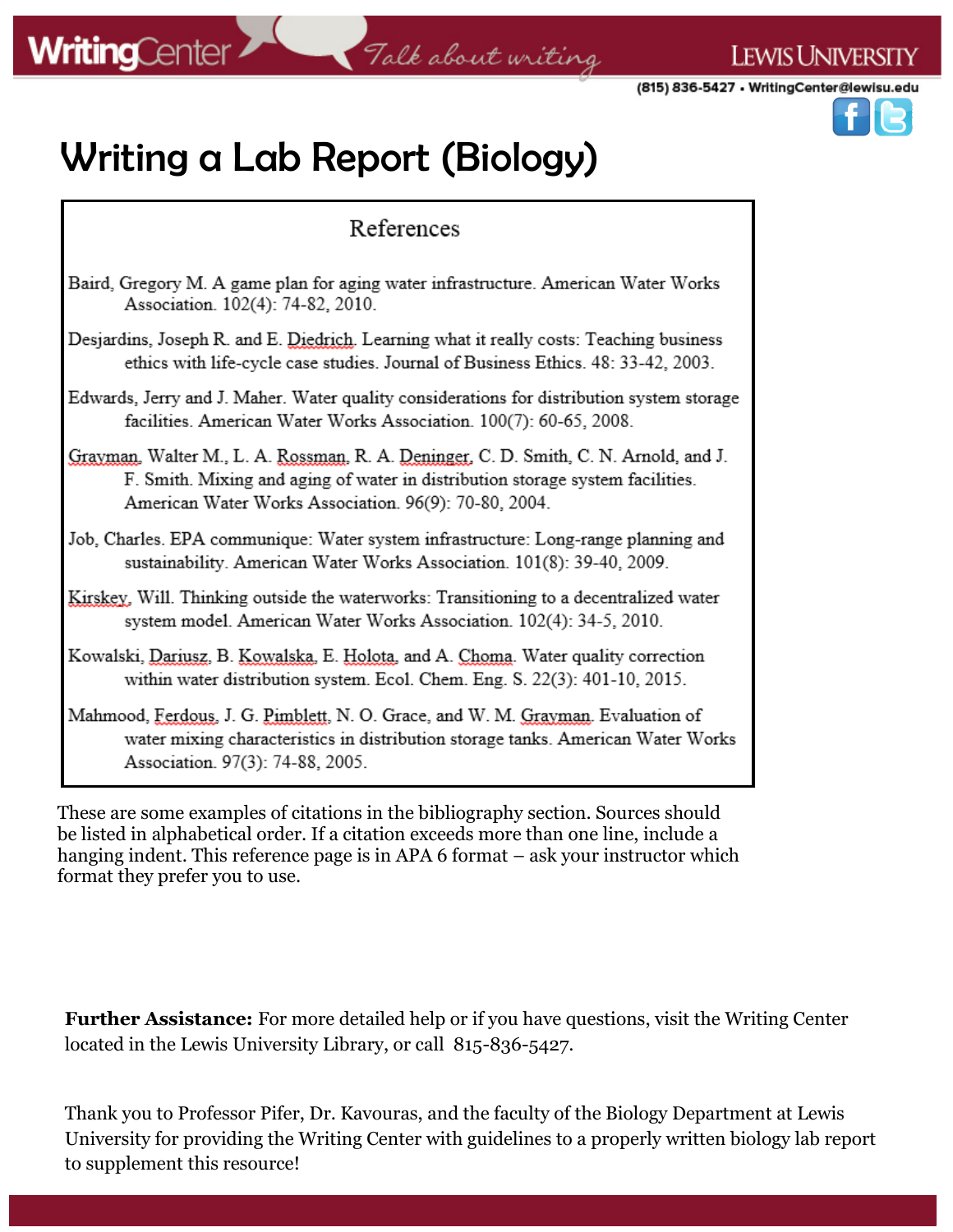# Writing a Lab Report (Biology)

## References

Baird, Gregory M. A game plan for aging water infrastructure. American Water Works Association. 102(4): 74-82, 2010.

Desjardins, Joseph R. and E. Diedrich. Learning what it really costs: Teaching business ethics with life-cycle case studies. Journal of Business Ethics. 48: 33-42, 2003.

Edwards, Jerry and J. Maher. Water quality considerations for distribution system storage facilities. American Water Works Association. 100(7): 60-65, 2008.

Grayman, Walter M., L. A. Rossman, R. A. Deninger, C. D. Smith, C. N. Arnold, and J. F. Smith. Mixing and aging of water in distribution storage system facilities. American Water Works Association. 96(9): 70-80, 2004.

Job, Charles. EPA communique: Water system infrastructure: Long-range planning and sustainability. American Water Works Association. 101(8): 39-40, 2009.

Kirskey, Will. Thinking outside the waterworks: Transitioning to a decentralized water system model. American Water Works Association. 102(4): 34-5, 2010.

Kowalski, Dariusz, B. Kowalska, E. Holota, and A. Choma. Water quality correction within water distribution system. Ecol. Chem. Eng. S. 22(3): 401-10, 2015.

Mahmood, Ferdous, J. G. Pimblett, N. O. Grace, and W. M. Grayman. Evaluation of water mixing characteristics in distribution storage tanks. American Water Works Association. 97(3): 74-88, 2005.

These are some examples of citations in the bibliography section. Sources should be listed in alphabetical order. If a citation exceeds more than one line, include a hanging indent. This reference page is in APA 6 format – ask your instructor which format they prefer you to use.

**Further Assistance:** For more detailed help or if you have questions, visit the Writing Center located in the Lewis University Library, or call 815-836-5427.

Thank you to Professor Pifer, Dr. Kavouras, and the faculty of the Biology Department at Lewis University for providing the Writing Center with guidelines to a properly written biology lab report to supplement this resource!